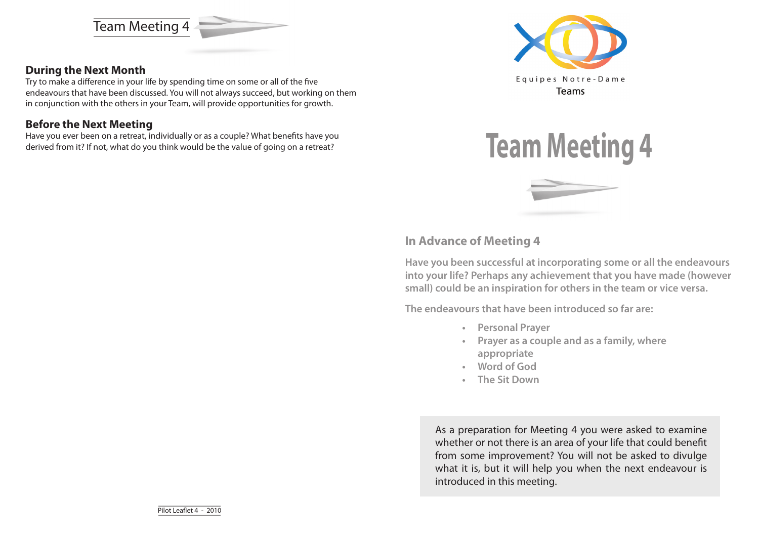Team Meeting 4

## During the Next Month

Try to make a difference in your life by spending time on some or all of the five endeavours that have been discussed. You will not always succeed, but working on them in conjunction with the others in your Team, will provide opportunities for growth.

## Before the Next Meeting

Have you ever been on a retreat, individually or as a couple? What benefits have you derived from it? If not, what do you think would be the value of going on a retreat?

Pilot Leaflet 4 - 2010

Equipes Notre-Dame
Teams

# Team Meeting 4

## In Advance of Meeting 4

**Have you been successful at incorporating some or all the endeavours into your life? Perhaps any achievement that you have made (however small) could be an inspiration for others in the team or vice versa.**

**The endeavours that have been introduced so far are:**

- **Personal Prayer**
- **Prayer as a couple and as a family, where appropriate**
- **Word of God**
- **The Sit Down**

As a preparation for Meeting 4 you were asked to examine whether or not there is an area of your life that could benefit from some improvement? You will not be asked to divulge what it is, but it will help you when the next endeavour is introduced in this meeting.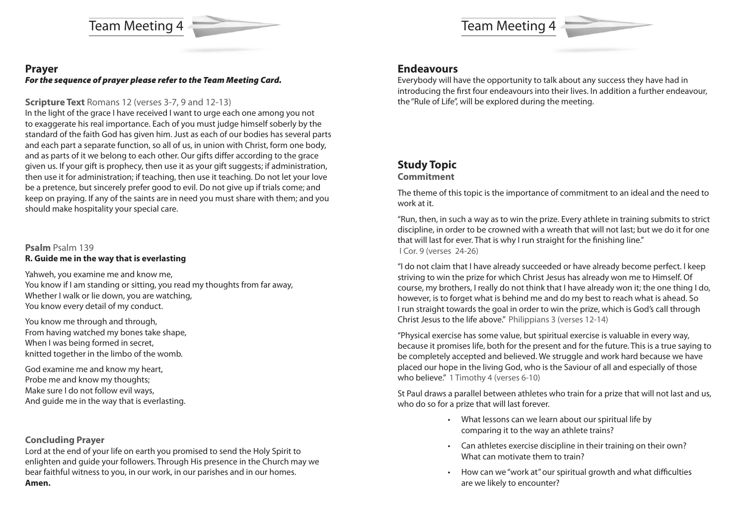# Team Meeting 4

## Prayer

***For the sequence of prayer please refer to the Team Meeting Card.***

### Scripture Text Romans 12 (verses 3-7, 9 and 12-13)

In the light of the grace I have received I want to urge each one among you not to exaggerate his real importance. Each of you must judge himself soberly by the standard of the faith God has given him. Just as each of our bodies has several parts and each part a separate function, so all of us, in union with Christ, form one body, and as parts of it we belong to each other. Our gifts differ according to the grace given us. If your gift is prophecy, then use it as your gift suggests; if administration, then use it for administration; if teaching, then use it teaching. Do not let your love be a pretence, but sincerely prefer good to evil. Do not give up if trials come; and keep on praying. If any of the saints are in need you must share with them; and you should make hospitality your special care.

### Psalm Psalm 139

**R. Guide me in the way that is everlasting**

Yahweh, you examine me and know me,
You know if I am standing or sitting, you read my thoughts from far away,
Whether I walk or lie down, you are watching,
You know every detail of my conduct.

You know me through and through,
From having watched my bones take shape,
When I was being formed in secret,
knitted together in the limbo of the womb.

God examine me and know my heart,
Probe me and know my thoughts;
Make sure I do not follow evil ways,
And guide me in the way that is everlasting.

### Concluding Prayer

Lord at the end of your life on earth you promised to send the Holy Spirit to enlighten and guide your followers. Through His presence in the Church may we bear faithful witness to you, in our work, in our parishes and in our homes.
**Amen.**

## Endeavours

Everybody will have the opportunity to talk about any success they have had in introducing the first four endeavours into their lives. In addition a further endeavour, the "Rule of Life", will be explored during the meeting.

## Study Topic

**Commitment**

The theme of this topic is the importance of commitment to an ideal and the need to work at it.

"Run, then, in such a way as to win the prize. Every athlete in training submits to strict discipline, in order to be crowned with a wreath that will not last; but we do it for one that will last for ever. That is why I run straight for the finishing line."
I Cor. 9 (verses 24-26)

"I do not claim that I have already succeeded or have already become perfect. I keep striving to win the prize for which Christ Jesus has already won me to Himself. Of course, my brothers, I really do not think that I have already won it; the one thing I do, however, is to forget what is behind me and do my best to reach what is ahead. So I run straight towards the goal in order to win the prize, which is God's call through Christ Jesus to the life above." Philippians 3 (verses 12-14)

"Physical exercise has some value, but spiritual exercise is valuable in every way, because it promises life, both for the present and for the future. This is a true saying to be completely accepted and believed. We struggle and work hard because we have placed our hope in the living God, who is the Saviour of all and especially of those who believe." 1 Timothy 4 (verses 6-10)

St Paul draws a parallel between athletes who train for a prize that will not last and us, who do so for a prize that will last forever.

- What lessons can we learn about our spiritual life by comparing it to the way an athlete trains?
- Can athletes exercise discipline in their training on their own? What can motivate them to train?
- How can we "work at" our spiritual growth and what difficulties are we likely to encounter?